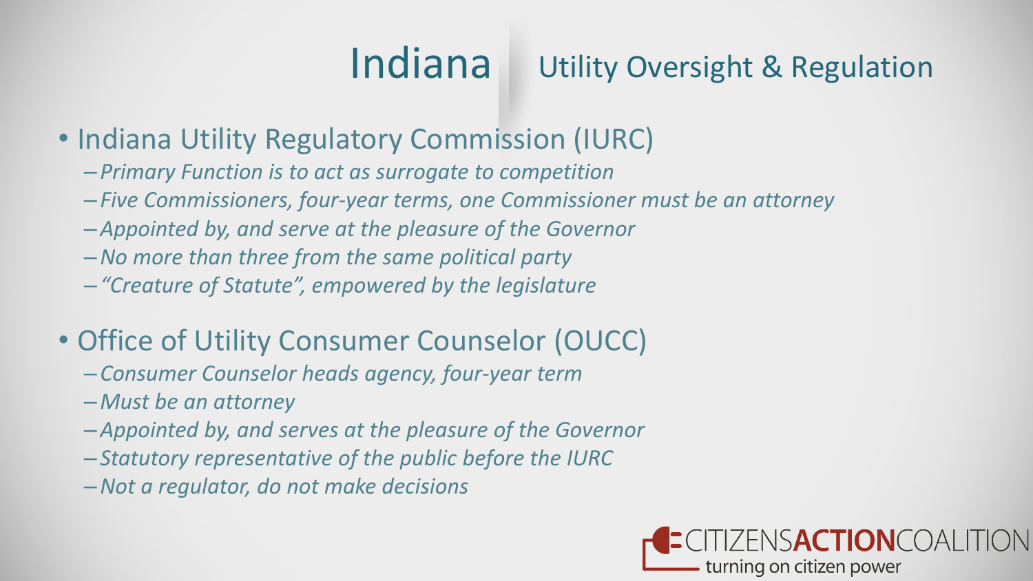# Indana Utility Oversight & Regulation

- Indiana Utility Regulatory Commission (IURC)
  - *Primary Function is to act as surrogate to competition*
  - *Five Commissioners, four-year terms, one Commissioner must be an attorney*
  - *Appointed by, and serve at the pleasure of the Governor*
  - *No more than three from the same political party*
  - *"Creature of Statute", empowered by the legislature*
- Office of Utility Consumer Counselor (OUCC)
  - *Consumer Counselor heads agency, four-year term*
  - *Must be an attorney*
  - *Appointed by, and serves at the pleasure of the Governor*
  - *Statutory representative of the public before the IURC*
  - *Not a regulator, do not make decisions*

CITIZENS**ACTION**COALITION
turning on citizen power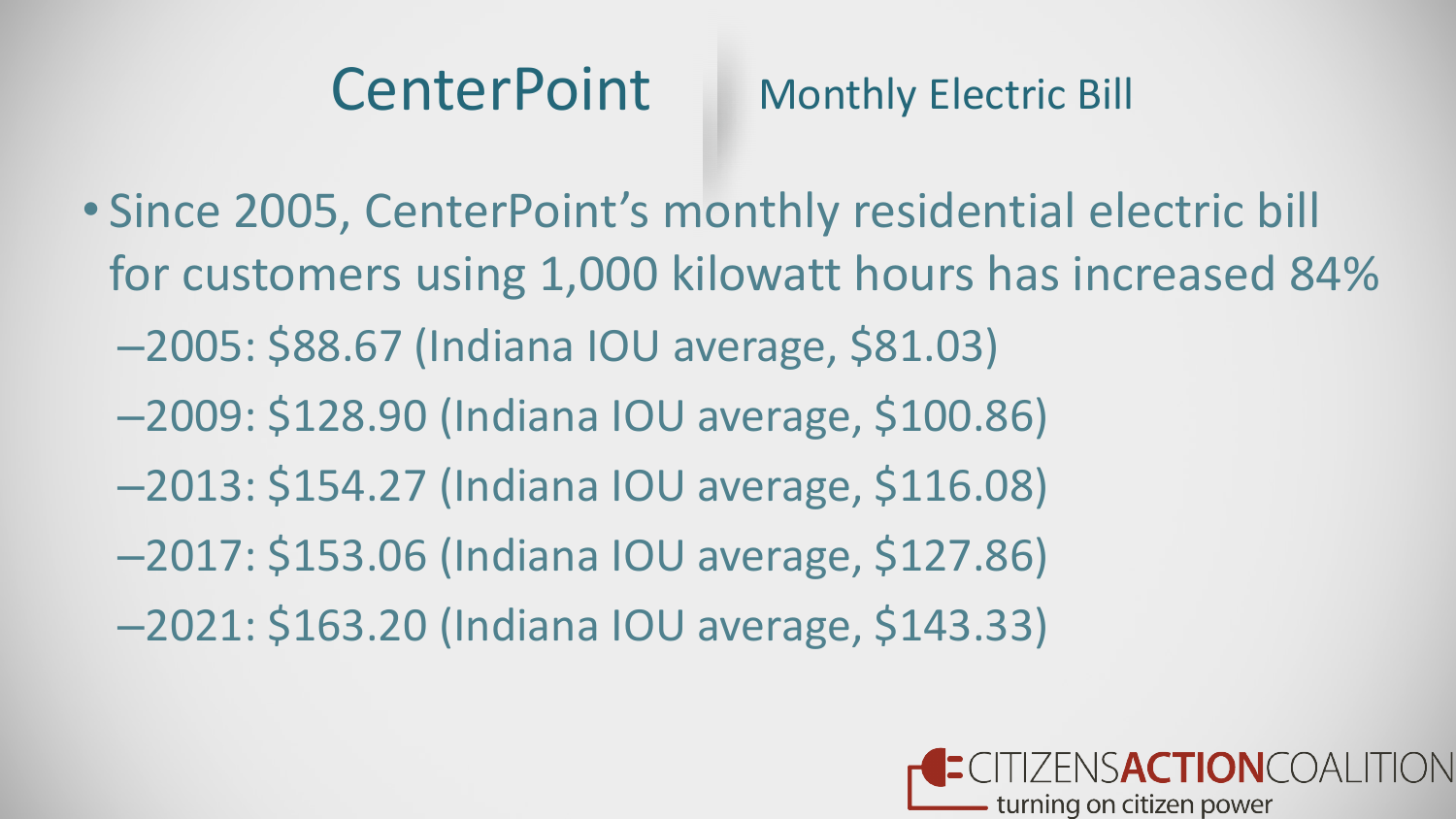# CenterPoint

## Monthly Electric Bill

- Since 2005, CenterPoint's monthly residential electric bill for customers using 1,000 kilowatt hours has increased 84%
  - 2005: $88.67 (Indiana IOU average, $81.03)
  - 2009: $128.90 (Indiana IOU average, $100.86)
  - 2013: $154.27 (Indiana IOU average, $116.08)
  - 2017: $153.06 (Indiana IOU average, $127.86)
  - 2021: $163.20 (Indiana IOU average, $143.33)

CITIZENS**ACTION**COALITION
turning on citizen power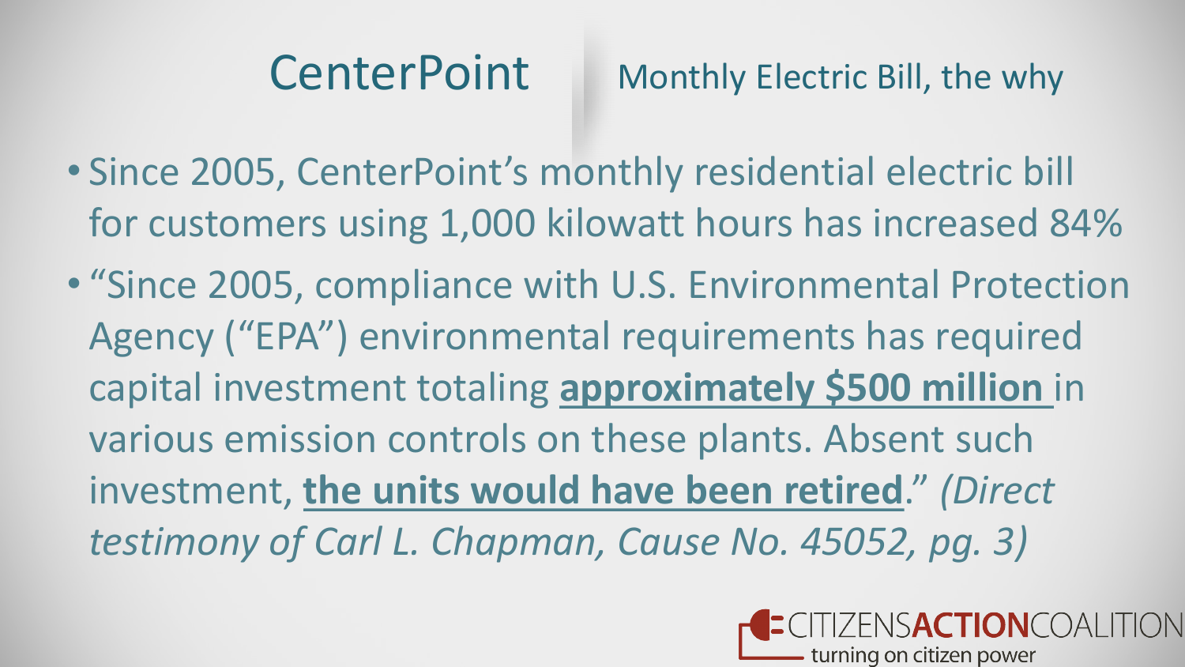# CenterPoint

## Monthly Electric Bill, the why

- Since 2005, CenterPoint's monthly residential electric bill for customers using 1,000 kilowatt hours has increased 84%
- "Since 2005, compliance with U.S. Environmental Protection Agency ("EPA") environmental requirements has required capital investment totaling **approximately $500 million** in various emission controls on these plants. Absent such investment, **the units would have been retired**." *(Direct testimony of Carl L. Chapman, Cause No. 45052, pg. 3)*

CITIZENS**ACTION**COALITION
turning on citizen power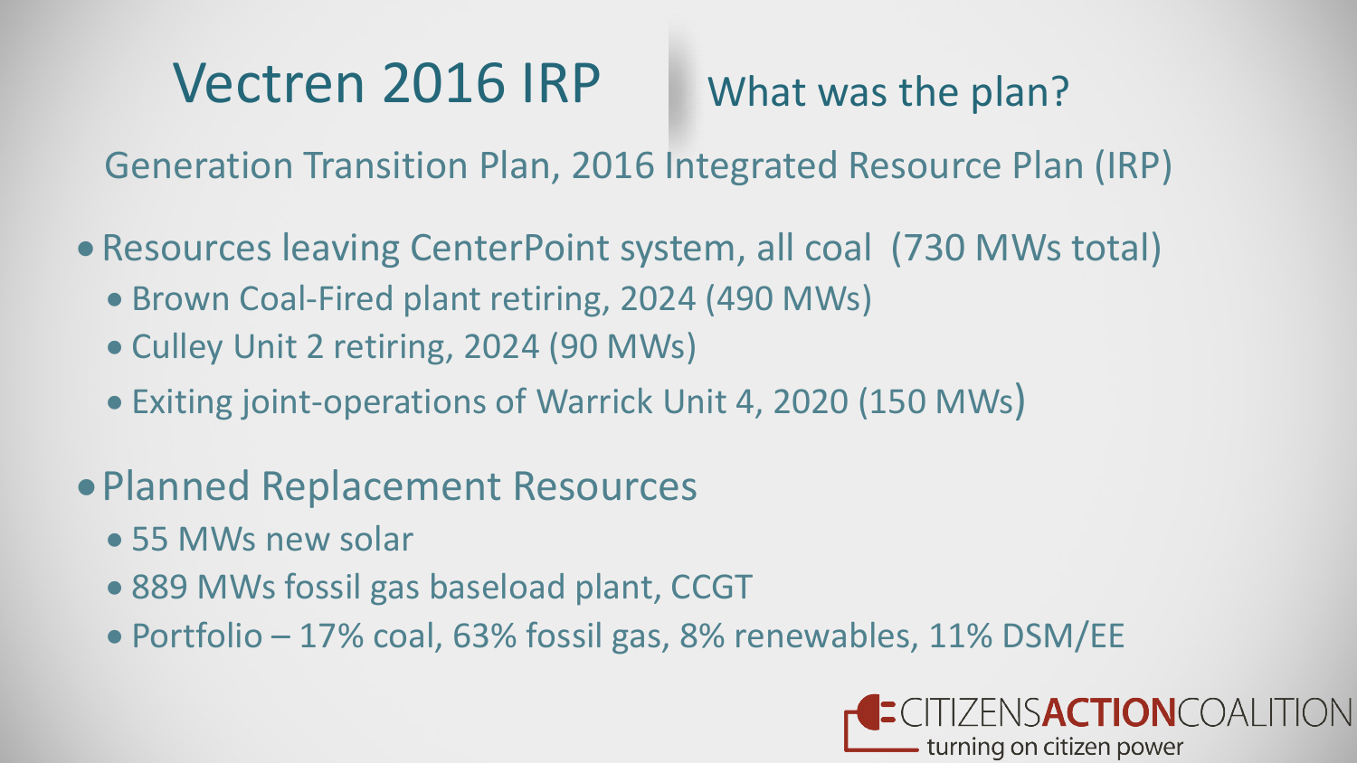# Vectren 2016 IRP

## What was the plan?

Generation Transition Plan, 2016 Integrated Resource Plan (IRP)

- Resources leaving CenterPoint system, all coal (730 MWs total)
  - Brown Coal-Fired plant retiring, 2024 (490 MWs)
  - Culley Unit 2 retiring, 2024 (90 MWs)
  - Exiting joint-operations of Warrick Unit 4, 2020 (150 MWs)
- Planned Replacement Resources
  - 55 MWs new solar
  - 889 MWs fossil gas baseload plant, CCGT
  - Portfolio – 17% coal, 63% fossil gas, 8% renewables, 11% DSM/EE

CITIZENS ACTION COALITION
turning on citizen power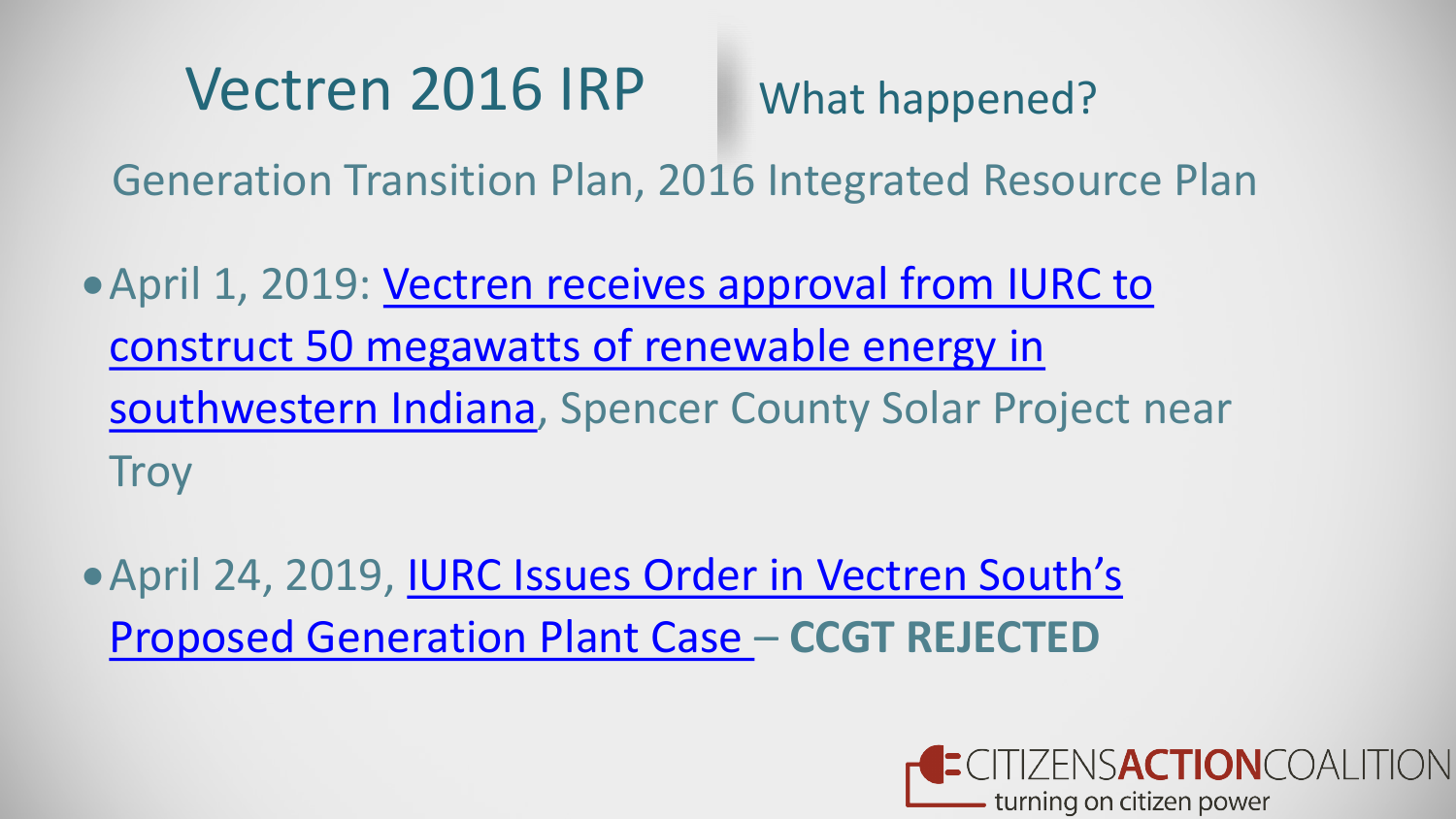# Vectren 2016 IRP

## What happened?

Generation Transition Plan, 2016 Integrated Resource Plan

- April 1, 2019: Vectren receives approval from IURC to construct 50 megawatts of renewable energy in southwestern Indiana, Spencer County Solar Project near Troy
- April 24, 2019, IURC Issues Order in Vectren South's Proposed Generation Plant Case – **CCGT REJECTED**

CITIZENS**ACTION**COALITION
turning on citizen power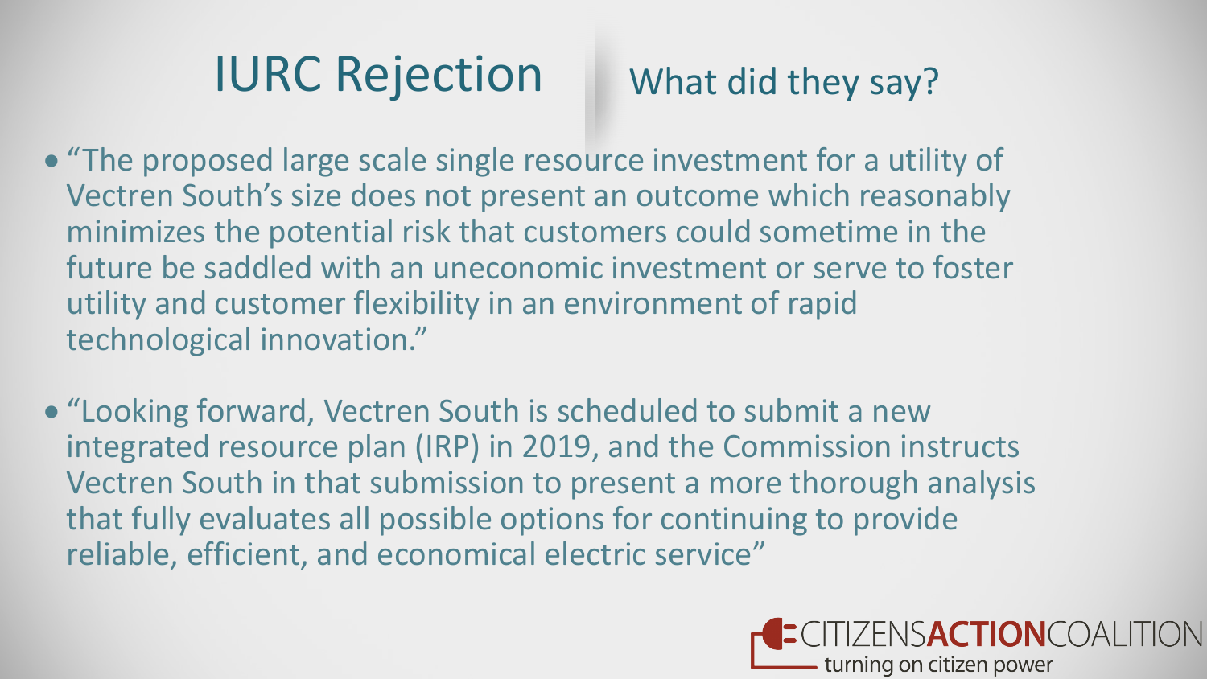# IURC Rejection

## What did they say?

- "The proposed large scale single resource investment for a utility of Vectren South's size does not present an outcome which reasonably minimizes the potential risk that customers could sometime in the future be saddled with an uneconomic investment or serve to foster utility and customer flexibility in an environment of rapid technological innovation."

- "Looking forward, Vectren South is scheduled to submit a new integrated resource plan (IRP) in 2019, and the Commission instructs Vectren South in that submission to present a more thorough analysis that fully evaluates all possible options for continuing to provide reliable, efficient, and economical electric service"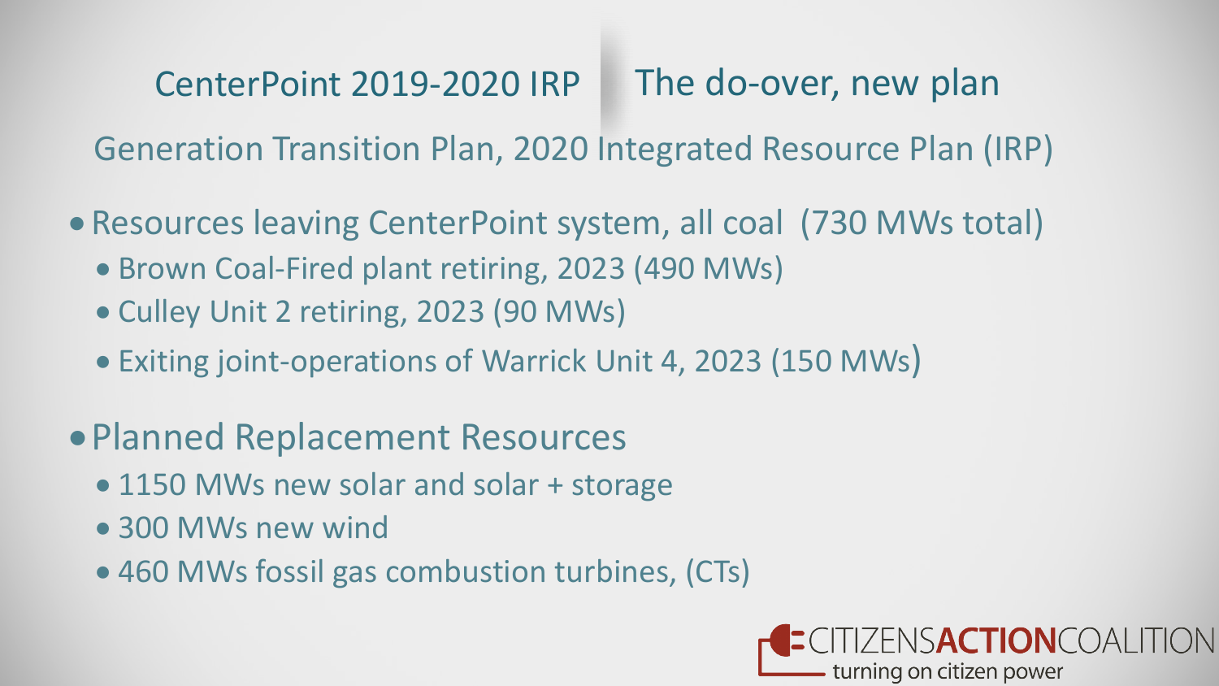## CenterPoint 2019-2020 IRP | The do-over, new plan

### Generation Transition Plan, 2020 Integrated Resource Plan (IRP)

- Resources leaving CenterPoint system, all coal (730 MWs total)
  - Brown Coal-Fired plant retiring, 2023 (490 MWs)
  - Culley Unit 2 retiring, 2023 (90 MWs)
  - Exiting joint-operations of Warrick Unit 4, 2023 (150 MWs)
- Planned Replacement Resources
  - 1150 MWs new solar and solar + storage
  - 300 MWs new wind
  - 460 MWs fossil gas combustion turbines, (CTs)

CITIZENS**ACTION**COALITION
turning on citizen power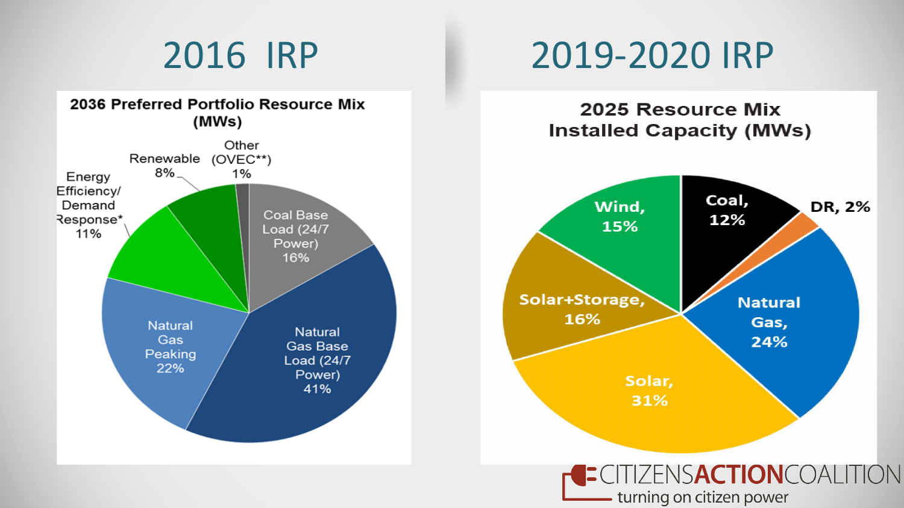# 2016 IRP

**2036 Preferred Portfolio Resource Mix (MWs)**

| Resource | Share |
|---|---|
| Coal Base Load (24/7 Power) | 16% |
| Natural Gas Base Load (24/7 Power) | 41% |
| Natural Gas Peaking | 22% |
| Energy Efficiency/ Demand Response* | 11% |
| Renewable | 8% |
| Other (OVEC**) | 1% |

# 2019-2020 IRP

**2025 Resource Mix Installed Capacity (MWs)**

| Resource | Share |
|---|---|
| Coal | 12% |
| DR | 2% |
| Natural Gas | 24% |
| Solar | 31% |
| Solar+Storage | 16% |
| Wind | 15% |

CITIZENSACTIONCOALITION
turning on citizen power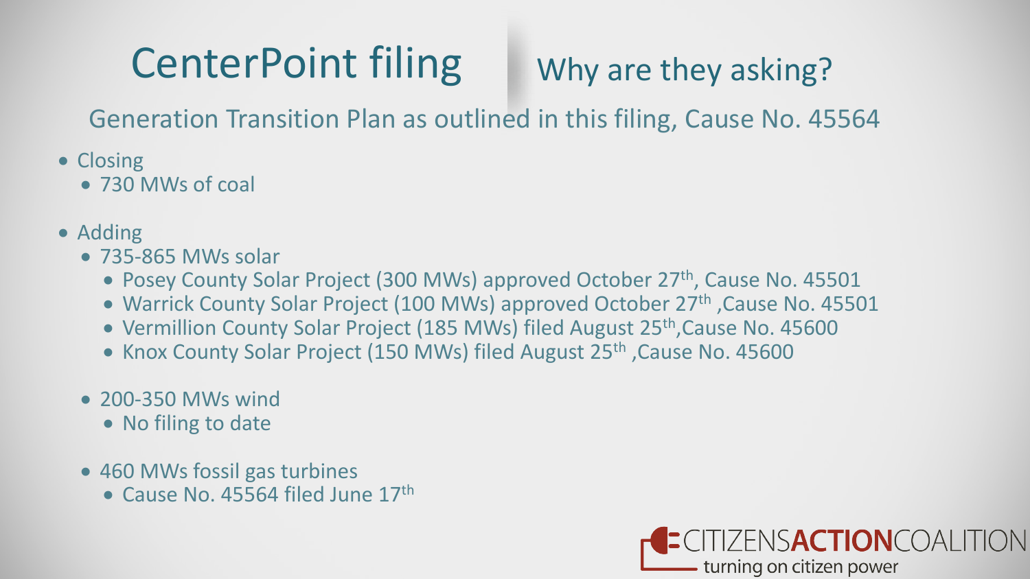# CenterPoint filing

## Why are they asking?

Generation Transition Plan as outlined in this filing, Cause No. 45564

- Closing
  - 730 MWs of coal
- Adding
  - 735-865 MWs solar
    - Posey County Solar Project (300 MWs) approved October 27th, Cause No. 45501
    - Warrick County Solar Project (100 MWs) approved October 27th ,Cause No. 45501
    - Vermillion County Solar Project (185 MWs) filed August 25th,Cause No. 45600
    - Knox County Solar Project (150 MWs) filed August 25th ,Cause No. 45600
  - 200-350 MWs wind
    - No filing to date
  - 460 MWs fossil gas turbines
    - Cause No. 45564 filed June 17th

CITIZENSACTIONCOALITION turning on citizen power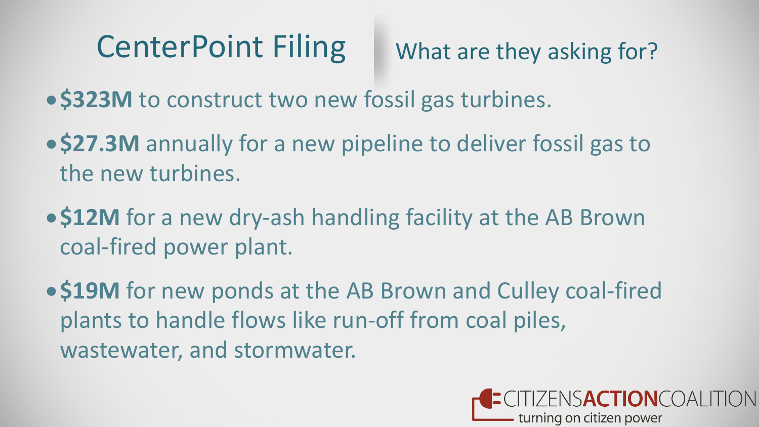# CenterPoint Filing

## What are they asking for?

- **$323M** to construct two new fossil gas turbines.
- **$27.3M** annually for a new pipeline to deliver fossil gas to the new turbines.
- **$12M** for a new dry-ash handling facility at the AB Brown coal-fired power plant.
- **$19M** for new ponds at the AB Brown and Culley coal-fired plants to handle flows like run-off from coal piles, wastewater, and stormwater.

CITIZENS**ACTION**COALITION
turning on citizen power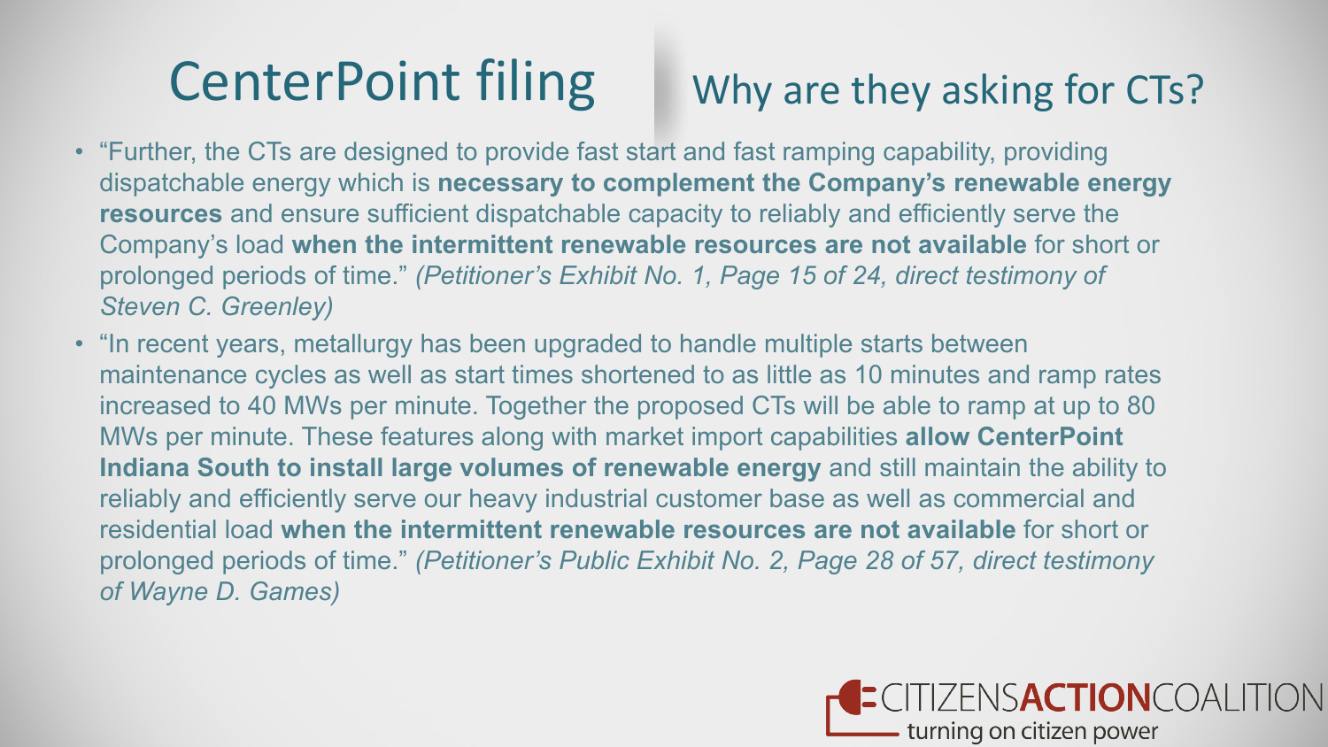# CenterPoint filing

## Why are they asking for CTs?

- "Further, the CTs are designed to provide fast start and fast ramping capability, providing dispatchable energy which is **necessary to complement the Company's renewable energy resources** and ensure sufficient dispatchable capacity to reliably and efficiently serve the Company's load **when the intermittent renewable resources are not available** for short or prolonged periods of time." *(Petitioner's Exhibit No. 1, Page 15 of 24, direct testimony of Steven C. Greenley)*
- "In recent years, metallurgy has been upgraded to handle multiple starts between maintenance cycles as well as start times shortened to as little as 10 minutes and ramp rates increased to 40 MWs per minute. Together the proposed CTs will be able to ramp at up to 80 MWs per minute. These features along with market import capabilities **allow CenterPoint Indiana South to install large volumes of renewable energy** and still maintain the ability to reliably and efficiently serve our heavy industrial customer base as well as commercial and residential load **when the intermittent renewable resources are not available** for short or prolonged periods of time." *(Petitioner's Public Exhibit No. 2, Page 28 of 57, direct testimony of Wayne D. Games)*

CITIZENS**ACTION**COALITION
turning on citizen power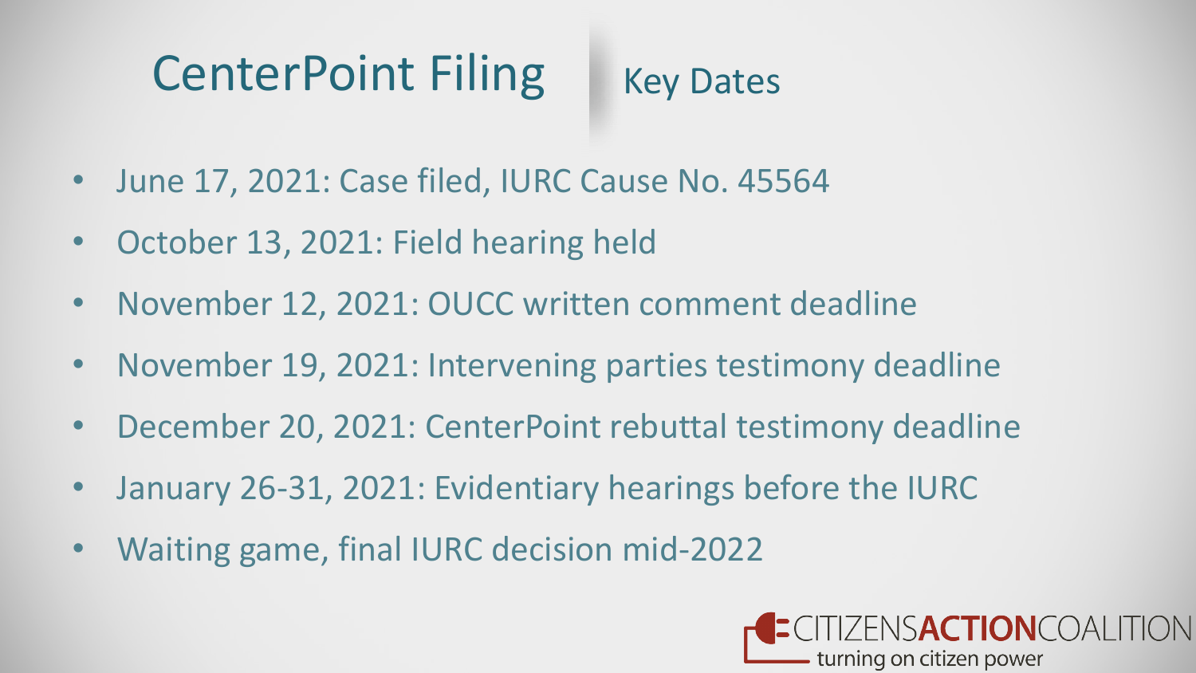# CenterPoint Filing

## Key Dates

- June 17, 2021: Case filed, IURC Cause No. 45564
- October 13, 2021: Field hearing held
- November 12, 2021: OUCC written comment deadline
- November 19, 2021: Intervening parties testimony deadline
- December 20, 2021: CenterPoint rebuttal testimony deadline
- January 26-31, 2021: Evidentiary hearings before the IURC
- Waiting game, final IURC decision mid-2022

CITIZENS**ACTION**COALITION
turning on citizen power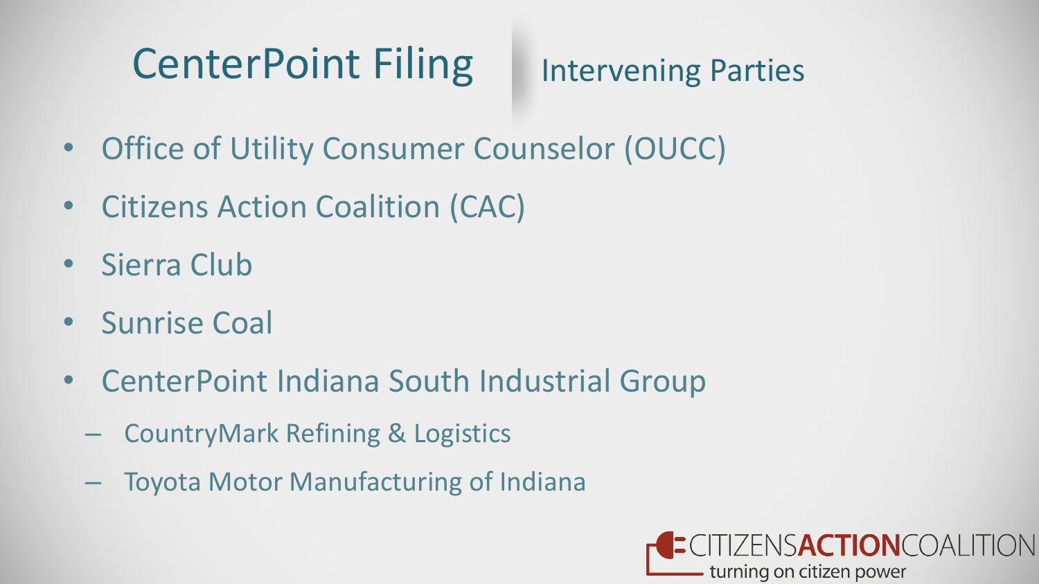# CenterPoint Filing

## Intervening Parties

- Office of Utility Consumer Counselor (OUCC)
- Citizens Action Coalition (CAC)
- Sierra Club
- Sunrise Coal
- CenterPoint Indiana South Industrial Group
  - CountryMark Refining & Logistics
  - Toyota Motor Manufacturing of Indiana

CITIZENSACTIONCOALITION
turning on citizen power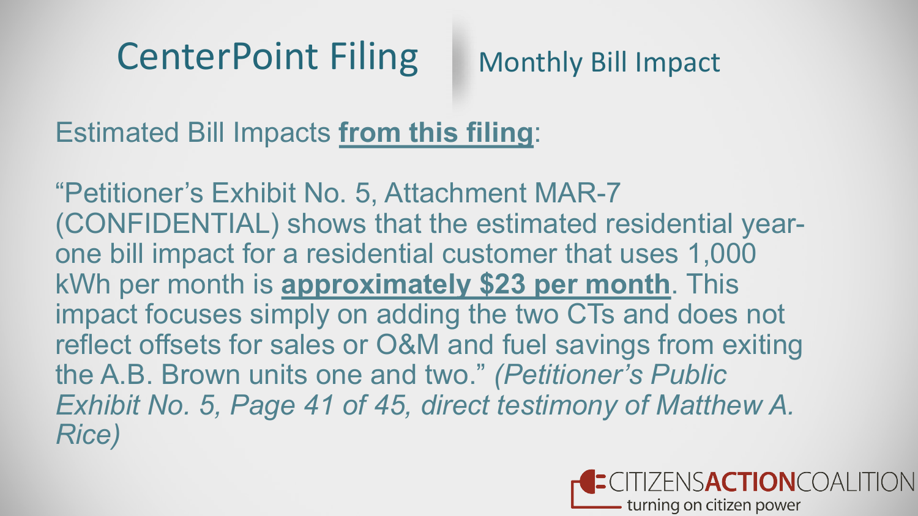# CenterPoint Filing

## Monthly Bill Impact

Estimated Bill Impacts **from this filing**:

"Petitioner's Exhibit No. 5, Attachment MAR-7 (CONFIDENTIAL) shows that the estimated residential year-one bill impact for a residential customer that uses 1,000 kWh per month is **approximately $23 per month**. This impact focuses simply on adding the two CTs and does not reflect offsets for sales or O&M and fuel savings from exiting the A.B. Brown units one and two." *(Petitioner's Public Exhibit No. 5, Page 41 of 45, direct testimony of Matthew A. Rice)*

CITIZENS**ACTION**COALITION
turning on citizen power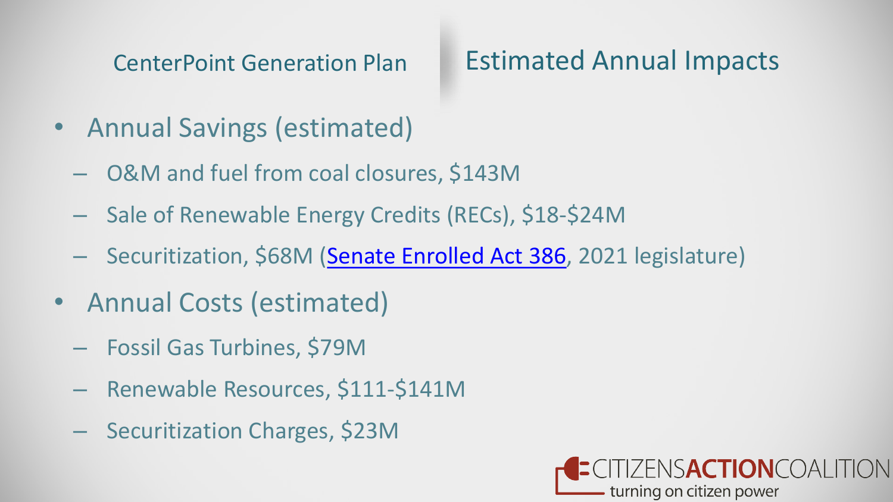CenterPoint Generation Plan

## Estimated Annual Impacts

- Annual Savings (estimated)
  - O&M and fuel from coal closures, $143M
  - Sale of Renewable Energy Credits (RECs), $18-$24M
  - Securitization, $68M (Senate Enrolled Act 386, 2021 legislature)
- Annual Costs (estimated)
  - Fossil Gas Turbines, $79M
  - Renewable Resources, $111-$141M
  - Securitization Charges, $23M

CITIZENS**ACTION**COALITION
turning on citizen power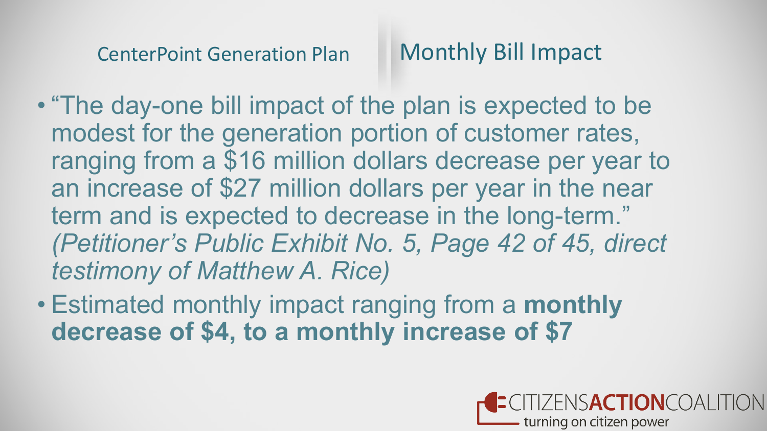CenterPoint Generation Plan

## Monthly Bill Impact

- "The day-one bill impact of the plan is expected to be modest for the generation portion of customer rates, ranging from a $16 million dollars decrease per year to an increase of $27 million dollars per year in the near term and is expected to decrease in the long-term." *(Petitioner's Public Exhibit No. 5, Page 42 of 45, direct testimony of Matthew A. Rice)*
- Estimated monthly impact ranging from a **monthly decrease of $4, to a monthly increase of $7**

CITIZENS**ACTION**COALITION
turning on citizen power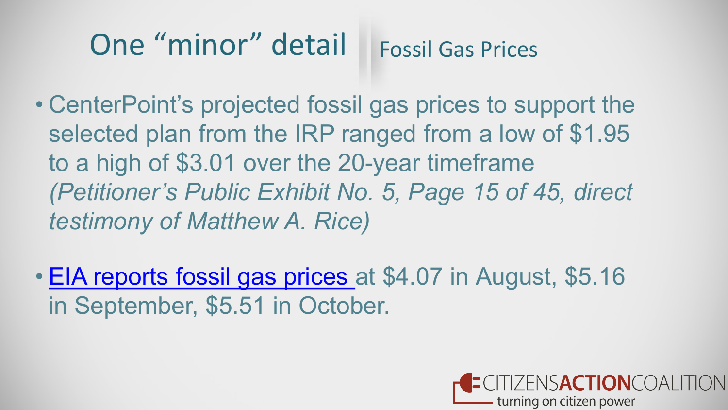# One “minor” detail

## Fossil Gas Prices

- CenterPoint’s projected fossil gas prices to support the selected plan from the IRP ranged from a low of $1.95 to a high of $3.01 over the 20-year timeframe *(Petitioner’s Public Exhibit No. 5, Page 15 of 45, direct testimony of Matthew A. Rice)*
- EIA reports fossil gas prices at $4.07 in August, $5.16 in September, $5.51 in October.

CITIZENS**ACTION**COALITION
turning on citizen power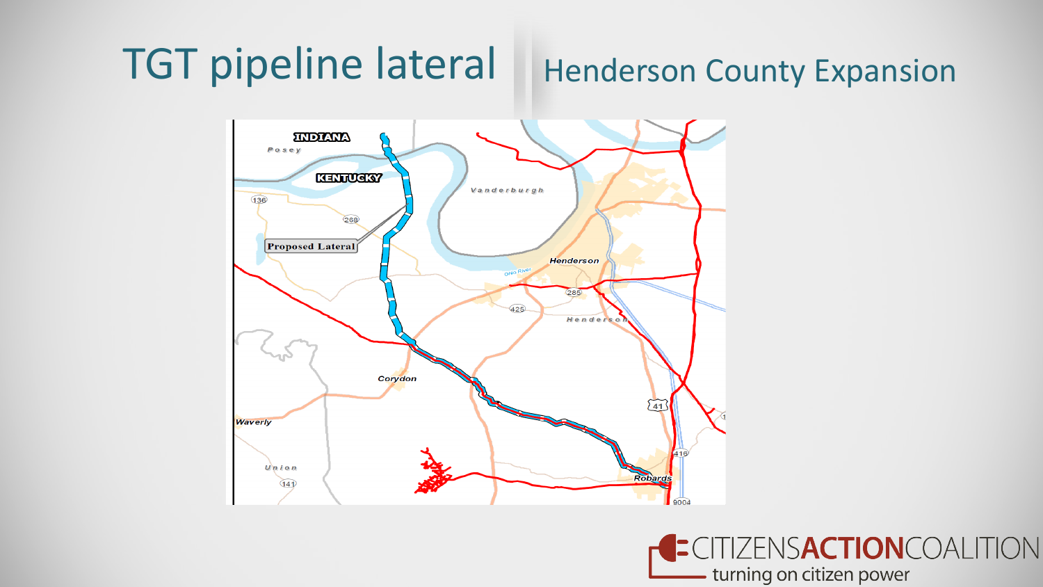# TGT pipeline lateral

## Henderson County Expansion

INDIANA

Posey

KENTUCKY

Vanderburgh

136

268

Proposed Lateral

Henderson

Ohio River

285

425

Henderson

Corydon

41

Waverly

Union

141

416

Robards

9004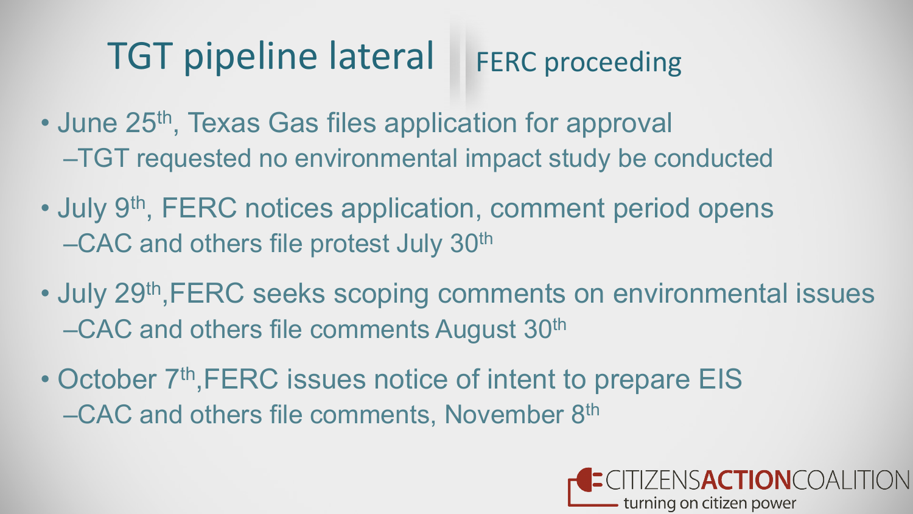# TGT pipeline lateral | FERC proceeding

- June 25th, Texas Gas files application for approval
  - –TGT requested no environmental impact study be conducted
- July 9th, FERC notices application, comment period opens
  - –CAC and others file protest July 30th
- July 29th, FERC seeks scoping comments on environmental issues
  - –CAC and others file comments August 30th
- October 7th, FERC issues notice of intent to prepare EIS
  - –CAC and others file comments, November 8th

CITIZENS ACTION COALITION
turning on citizen power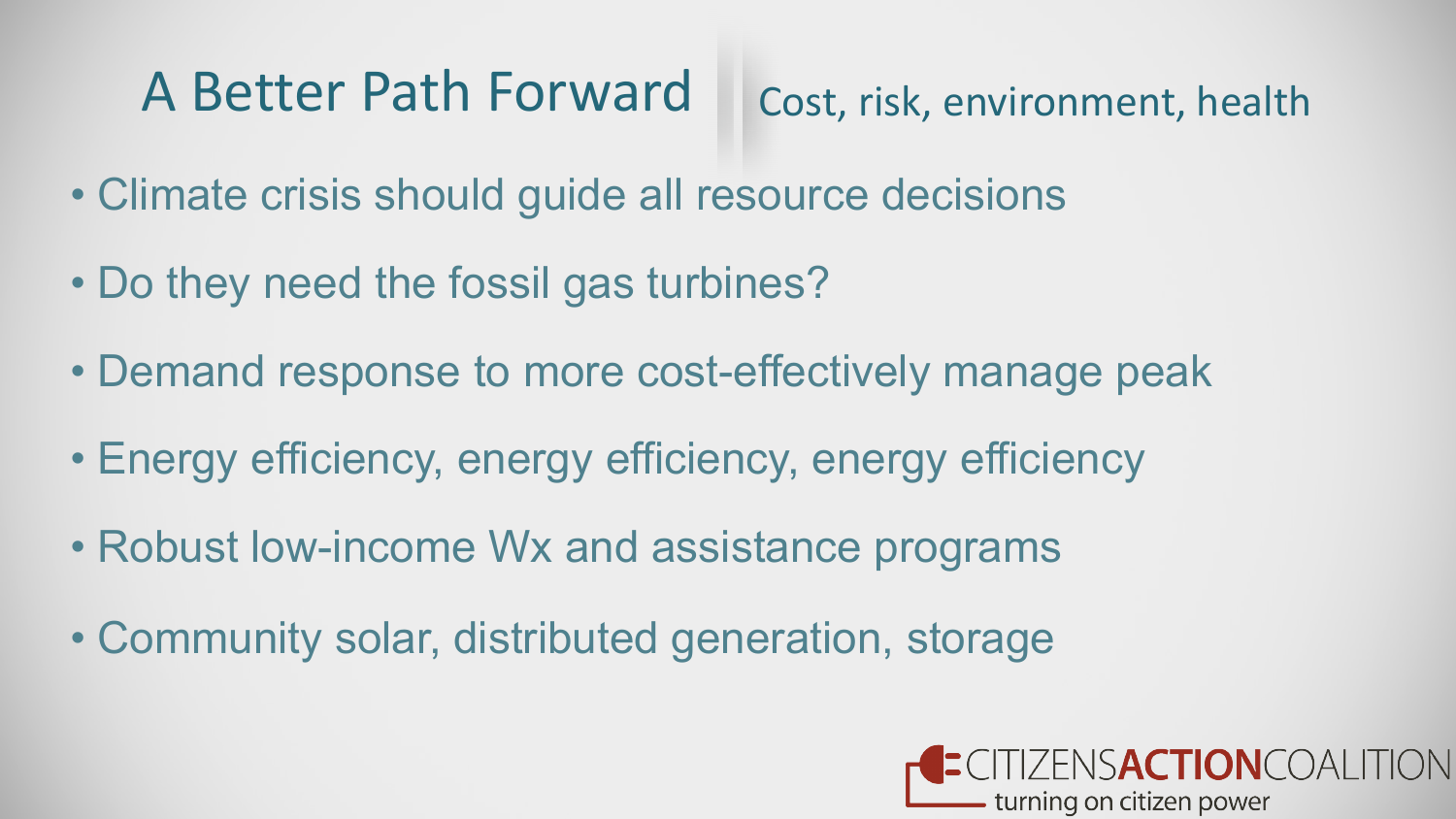# A Better Path Forward

Cost, risk, environment, health

- Climate crisis should guide all resource decisions
- Do they need the fossil gas turbines?
- Demand response to more cost-effectively manage peak
- Energy efficiency, energy efficiency, energy efficiency
- Robust low-income Wx and assistance programs
- Community solar, distributed generation, storage

CITIZENS**ACTION**COALITION
turning on citizen power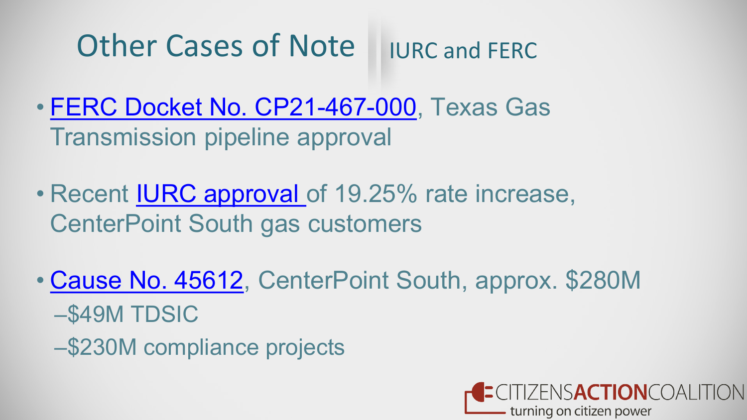# Other Cases of Note

## IURC and FERC

- FERC Docket No. CP21-467-000, Texas Gas Transmission pipeline approval

- Recent IURC approval of 19.25% rate increase, CenterPoint South gas customers

- Cause No. 45612, CenterPoint South, approx. $280M
  - $49M TDSIC
  - $230M compliance projects

CITIZENS**ACTION**COALITION
turning on citizen power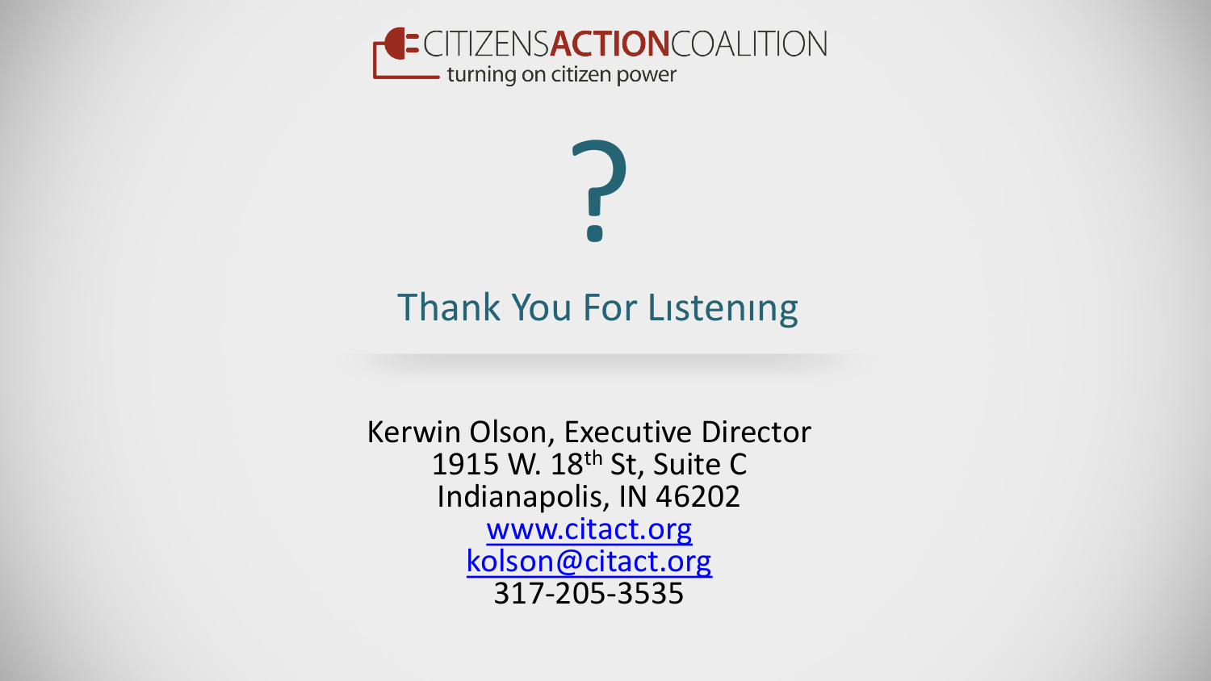CITIZENSACTIONCOALITION
turning on citizen power

?

## Thank You For Listening

Kerwin Olson, Executive Director
1915 W. 18th St, Suite C
Indianapolis, IN 46202
www.citact.org
kolson@citact.org
317-205-3535